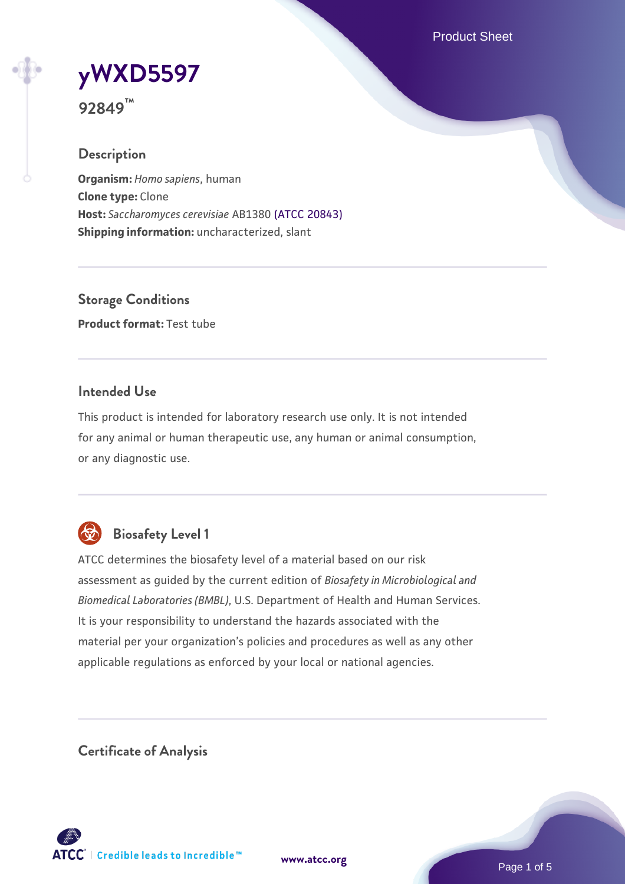# yWXD5597

**92849™**

## Description

**Organism:** *Homo sapiens*, human
**Clone type:** Clone
**Host:** *Saccharomyces cerevisiae* AB1380 (ATCC 20843)
**Shipping information:** uncharacterized, slant

## Storage Conditions

**Product format:** Test tube

## Intended Use

This product is intended for laboratory research use only. It is not intended for any animal or human therapeutic use, any human or animal consumption, or any diagnostic use.

## Biosafety Level 1

ATCC determines the biosafety level of a material based on our risk assessment as guided by the current edition of *Biosafety in Microbiological and Biomedical Laboratories (BMBL)*, U.S. Department of Health and Human Services. It is your responsibility to understand the hazards associated with the material per your organization's policies and procedures as well as any other applicable regulations as enforced by your local or national agencies.

## Certificate of Analysis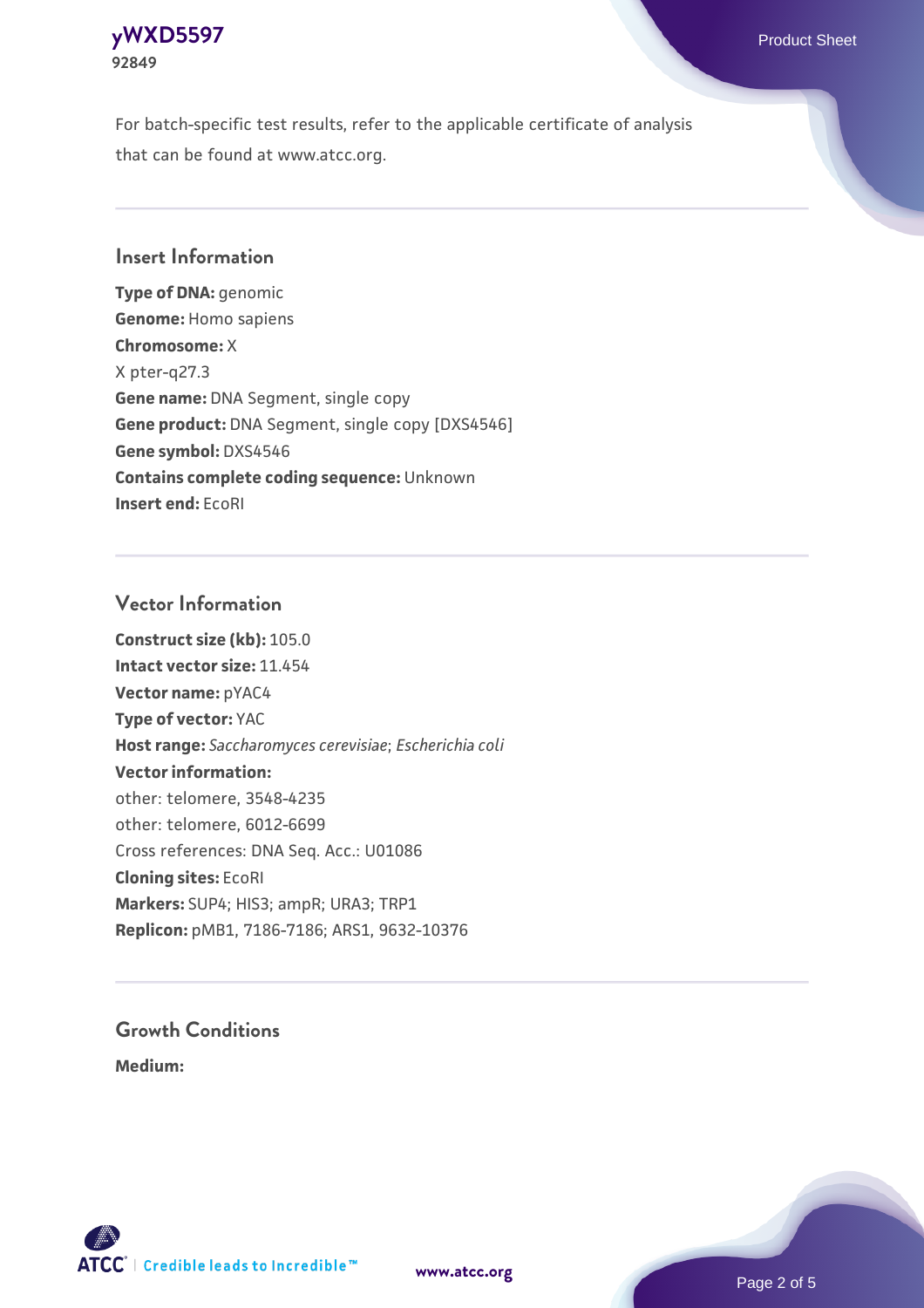For batch-specific test results, refer to the applicable certificate of analysis that can be found at www.atcc.org.

## Insert Information

**Type of DNA:** genomic
**Genome:** Homo sapiens
**Chromosome:** X
X pter-q27.3
**Gene name:** DNA Segment, single copy
**Gene product:** DNA Segment, single copy [DXS4546]
**Gene symbol:** DXS4546
**Contains complete coding sequence:** Unknown
**Insert end:** EcoRI

## Vector Information

**Construct size (kb):** 105.0
**Intact vector size:** 11.454
**Vector name:** pYAC4
**Type of vector:** YAC
**Host range:** *Saccharomyces cerevisiae*; *Escherichia coli*
**Vector information:**
other: telomere, 3548-4235
other: telomere, 6012-6699
Cross references: DNA Seq. Acc.: U01086
**Cloning sites:** EcoRI
**Markers:** SUP4; HIS3; ampR; URA3; TRP1
**Replicon:** pMB1, 7186-7186; ARS1, 9632-10376

## Growth Conditions

**Medium:**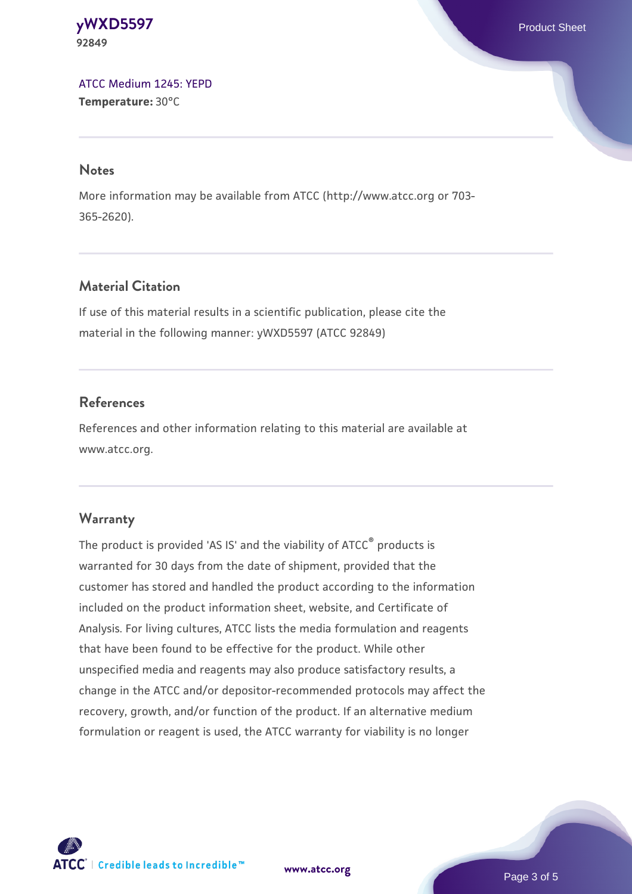ATCC Medium 1245: YEPD
**Temperature:** 30°C

## Notes

More information may be available from ATCC (http://www.atcc.org or 703-365-2620).

## Material Citation

If use of this material results in a scientific publication, please cite the material in the following manner: yWXD5597 (ATCC 92849)

## References

References and other information relating to this material are available at www.atcc.org.

## Warranty

The product is provided 'AS IS' and the viability of ATCC® products is warranted for 30 days from the date of shipment, provided that the customer has stored and handled the product according to the information included on the product information sheet, website, and Certificate of Analysis. For living cultures, ATCC lists the media formulation and reagents that have been found to be effective for the product. While other unspecified media and reagents may also produce satisfactory results, a change in the ATCC and/or depositor-recommended protocols may affect the recovery, growth, and/or function of the product. If an alternative medium formulation or reagent is used, the ATCC warranty for viability is no longer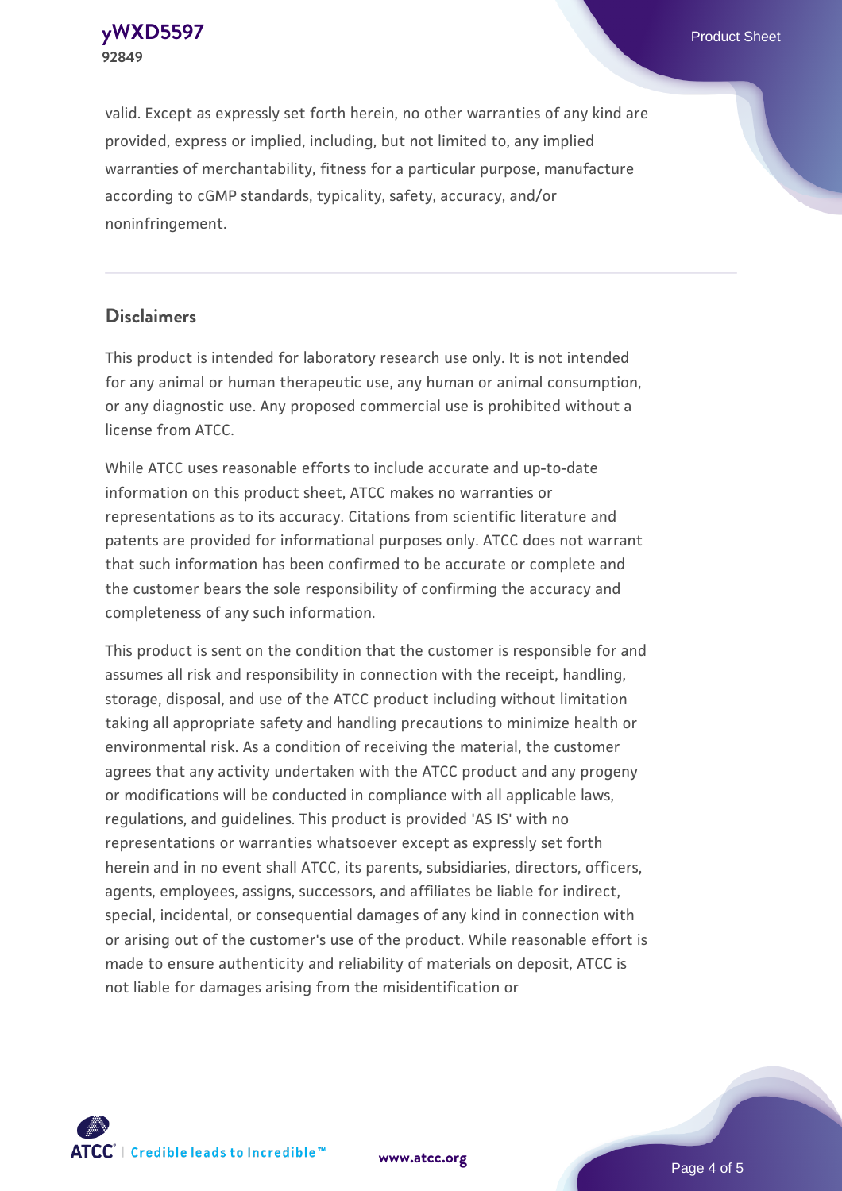valid. Except as expressly set forth herein, no other warranties of any kind are provided, express or implied, including, but not limited to, any implied warranties of merchantability, fitness for a particular purpose, manufacture according to cGMP standards, typicality, safety, accuracy, and/or noninfringement.

## Disclaimers

This product is intended for laboratory research use only. It is not intended for any animal or human therapeutic use, any human or animal consumption, or any diagnostic use. Any proposed commercial use is prohibited without a license from ATCC.

While ATCC uses reasonable efforts to include accurate and up-to-date information on this product sheet, ATCC makes no warranties or representations as to its accuracy. Citations from scientific literature and patents are provided for informational purposes only. ATCC does not warrant that such information has been confirmed to be accurate or complete and the customer bears the sole responsibility of confirming the accuracy and completeness of any such information.

This product is sent on the condition that the customer is responsible for and assumes all risk and responsibility in connection with the receipt, handling, storage, disposal, and use of the ATCC product including without limitation taking all appropriate safety and handling precautions to minimize health or environmental risk. As a condition of receiving the material, the customer agrees that any activity undertaken with the ATCC product and any progeny or modifications will be conducted in compliance with all applicable laws, regulations, and guidelines. This product is provided 'AS IS' with no representations or warranties whatsoever except as expressly set forth herein and in no event shall ATCC, its parents, subsidiaries, directors, officers, agents, employees, assigns, successors, and affiliates be liable for indirect, special, incidental, or consequential damages of any kind in connection with or arising out of the customer's use of the product. While reasonable effort is made to ensure authenticity and reliability of materials on deposit, ATCC is not liable for damages arising from the misidentification or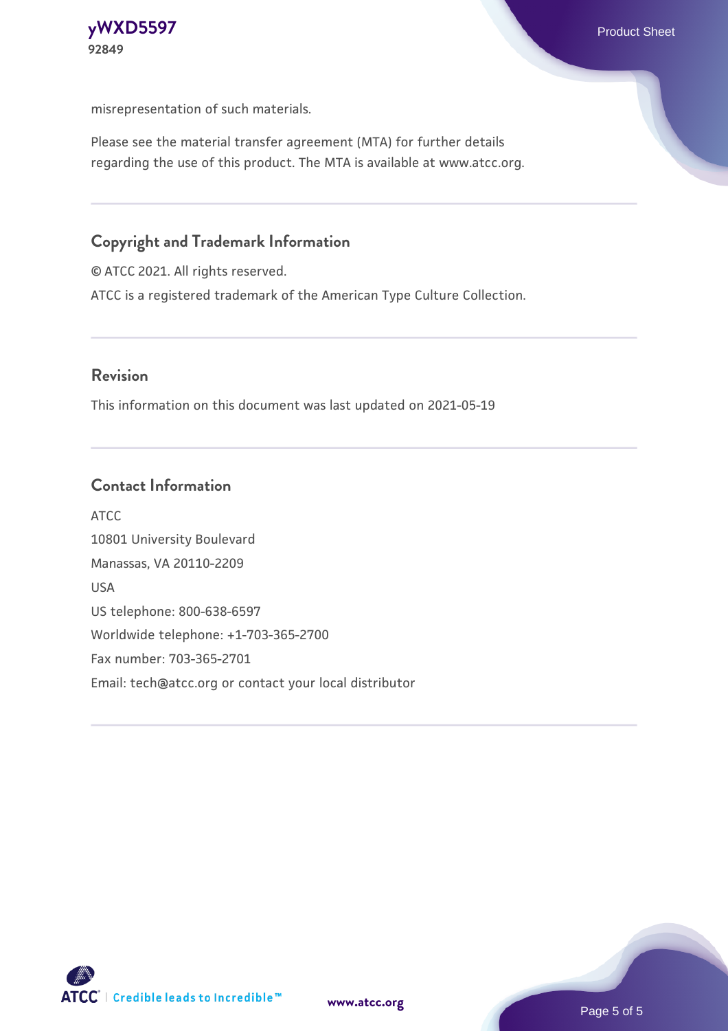misrepresentation of such materials.

Please see the material transfer agreement (MTA) for further details regarding the use of this product. The MTA is available at www.atcc.org.

## Copyright and Trademark Information

© ATCC 2021. All rights reserved.

ATCC is a registered trademark of the American Type Culture Collection.

## Revision

This information on this document was last updated on 2021-05-19

## Contact Information

ATCC
10801 University Boulevard
Manassas, VA 20110-2209
USA
US telephone: 800-638-6597
Worldwide telephone: +1-703-365-2700
Fax number: 703-365-2701
Email: tech@atcc.org or contact your local distributor